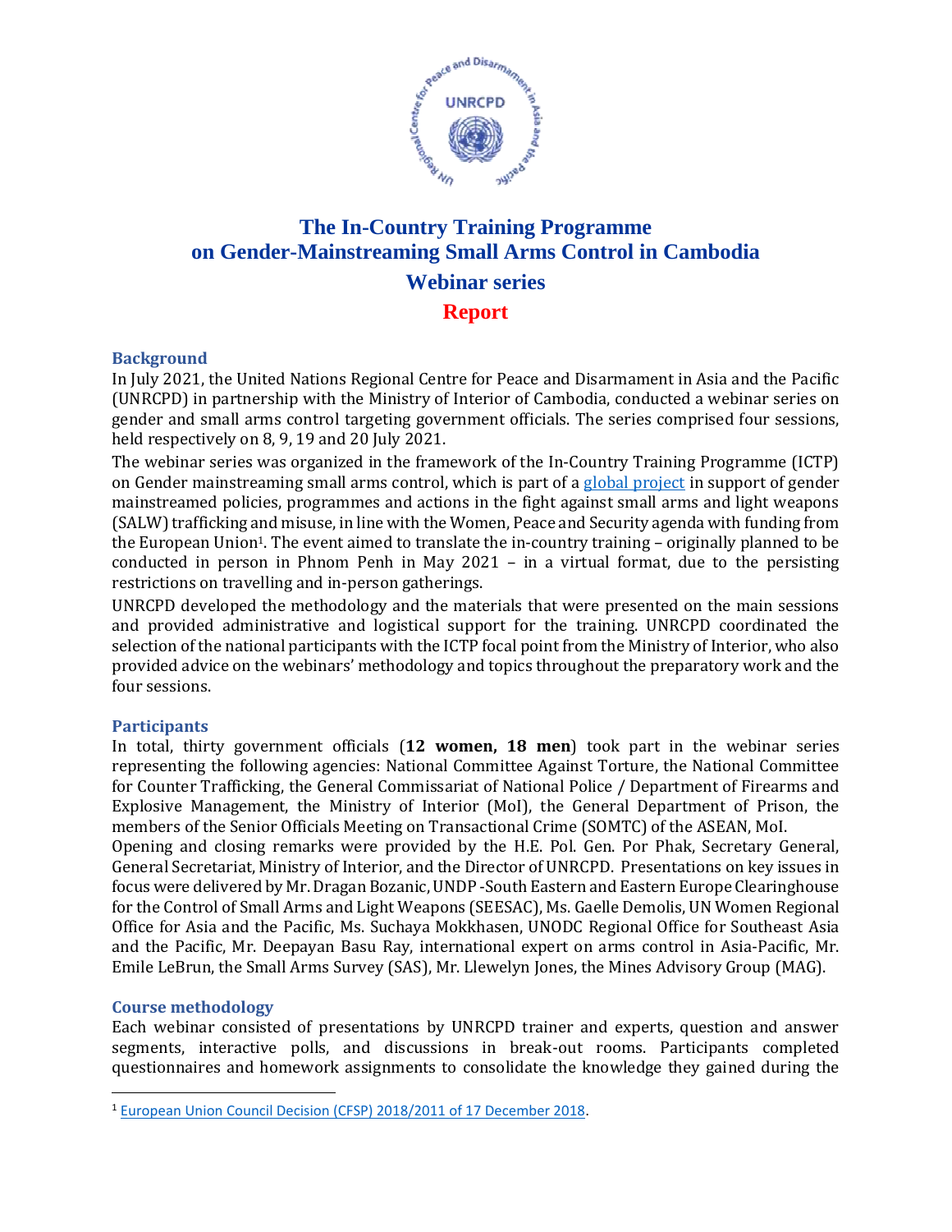# The In-Country Training Programme on Gender-Mainstreaming Small Arms Control in Cambodia

## Webinar series

## Report

### Background

In July 2021, the United Nations Regional Centre for Peace and Disarmament in Asia and the Pacific (UNRCPD) in partnership with the Ministry of Interior of Cambodia, conducted a webinar series on gender and small arms control targeting government officials. The series comprised four sessions, held respectively on 8, 9, 19 and 20 July 2021.

The webinar series was organized in the framework of the In-Country Training Programme (ICTP) on Gender mainstreaming small arms control, which is part of a global project in support of gender mainstreamed policies, programmes and actions in the fight against small arms and light weapons (SALW) trafficking and misuse, in line with the Women, Peace and Security agenda with funding from the European Union[1]. The event aimed to translate the in-country training – originally planned to be conducted in person in Phnom Penh in May 2021 – in a virtual format, due to the persisting restrictions on travelling and in-person gatherings.

UNRCPD developed the methodology and the materials that were presented on the main sessions and provided administrative and logistical support for the training. UNRCPD coordinated the selection of the national participants with the ICTP focal point from the Ministry of Interior, who also provided advice on the webinars' methodology and topics throughout the preparatory work and the four sessions.

### Participants

In total, thirty government officials (**12 women, 18 men**) took part in the webinar series representing the following agencies: National Committee Against Torture, the National Committee for Counter Trafficking, the General Commissariat of National Police / Department of Firearms and Explosive Management, the Ministry of Interior (MoI), the General Department of Prison, the members of the Senior Officials Meeting on Transactional Crime (SOMTC) of the ASEAN, MoI.

Opening and closing remarks were provided by the H.E. Pol. Gen. Por Phak, Secretary General, General Secretariat, Ministry of Interior, and the Director of UNRCPD. Presentations on key issues in focus were delivered by Mr. Dragan Bozanic, UNDP -South Eastern and Eastern Europe Clearinghouse for the Control of Small Arms and Light Weapons (SEESAC), Ms. Gaelle Demolis, UN Women Regional Office for Asia and the Pacific, Ms. Suchaya Mokkhasen, UNODC Regional Office for Southeast Asia and the Pacific, Mr. Deepayan Basu Ray, international expert on arms control in Asia-Pacific, Mr. Emile LeBrun, the Small Arms Survey (SAS), Mr. Llewelyn Jones, the Mines Advisory Group (MAG).

### Course methodology

Each webinar consisted of presentations by UNRCPD trainer and experts, question and answer segments, interactive polls, and discussions in break-out rooms. Participants completed questionnaires and homework assignments to consolidate the knowledge they gained during the

[1] European Union Council Decision (CFSP) 2018/2011 of 17 December 2018.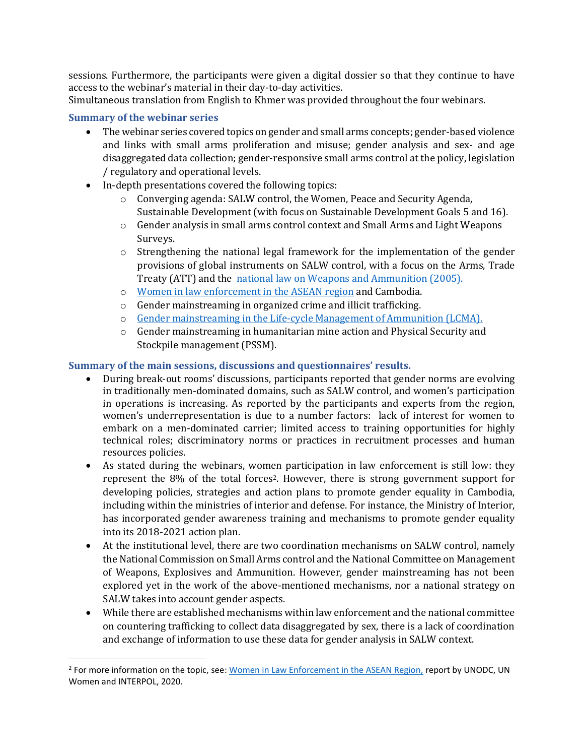sessions. Furthermore, the participants were given a digital dossier so that they continue to have access to the webinar's material in their day-to-day activities.
Simultaneous translation from English to Khmer was provided throughout the four webinars.

### Summary of the webinar series

- The webinar series covered topics on gender and small arms concepts; gender-based violence and links with small arms proliferation and misuse; gender analysis and sex- and age disaggregated data collection; gender-responsive small arms control at the policy, legislation / regulatory and operational levels.
- In-depth presentations covered the following topics:
    - Converging agenda: SALW control, the Women, Peace and Security Agenda, Sustainable Development (with focus on Sustainable Development Goals 5 and 16).
    - Gender analysis in small arms control context and Small Arms and Light Weapons Surveys.
    - Strengthening the national legal framework for the implementation of the gender provisions of global instruments on SALW control, with a focus on the Arms, Trade Treaty (ATT) and the [national law on Weapons and Ammunition (2005).]
    - [Women in law enforcement in the ASEAN region] and Cambodia.
    - Gender mainstreaming in organized crime and illicit trafficking.
    - [Gender mainstreaming in the Life-cycle Management of Ammunition (LCMA).]
    - Gender mainstreaming in humanitarian mine action and Physical Security and Stockpile management (PSSM).

### Summary of the main sessions, discussions and questionnaires' results.

- During break-out rooms' discussions, participants reported that gender norms are evolving in traditionally men-dominated domains, such as SALW control, and women's participation in operations is increasing. As reported by the participants and experts from the region, women's underrepresentation is due to a number factors: lack of interest for women to embark on a men-dominated carrier; limited access to training opportunities for highly technical roles; discriminatory norms or practices in recruitment processes and human resources policies.
- As stated during the webinars, women participation in law enforcement is still low: they represent the 8% of the total forces[2]. However, there is strong government support for developing policies, strategies and action plans to promote gender equality in Cambodia, including within the ministries of interior and defense. For instance, the Ministry of Interior, has incorporated gender awareness training and mechanisms to promote gender equality into its 2018-2021 action plan.
- At the institutional level, there are two coordination mechanisms on SALW control, namely the National Commission on Small Arms control and the National Committee on Management of Weapons, Explosives and Ammunition. However, gender mainstreaming has not been explored yet in the work of the above-mentioned mechanisms, nor a national strategy on SALW takes into account gender aspects.
- While there are established mechanisms within law enforcement and the national committee on countering trafficking to collect data disaggregated by sex, there is a lack of coordination and exchange of information to use these data for gender analysis in SALW context.

---

[2] For more information on the topic, see: [Women in Law Enforcement in the ASEAN Region,] report by UNODC, UN Women and INTERPOL, 2020.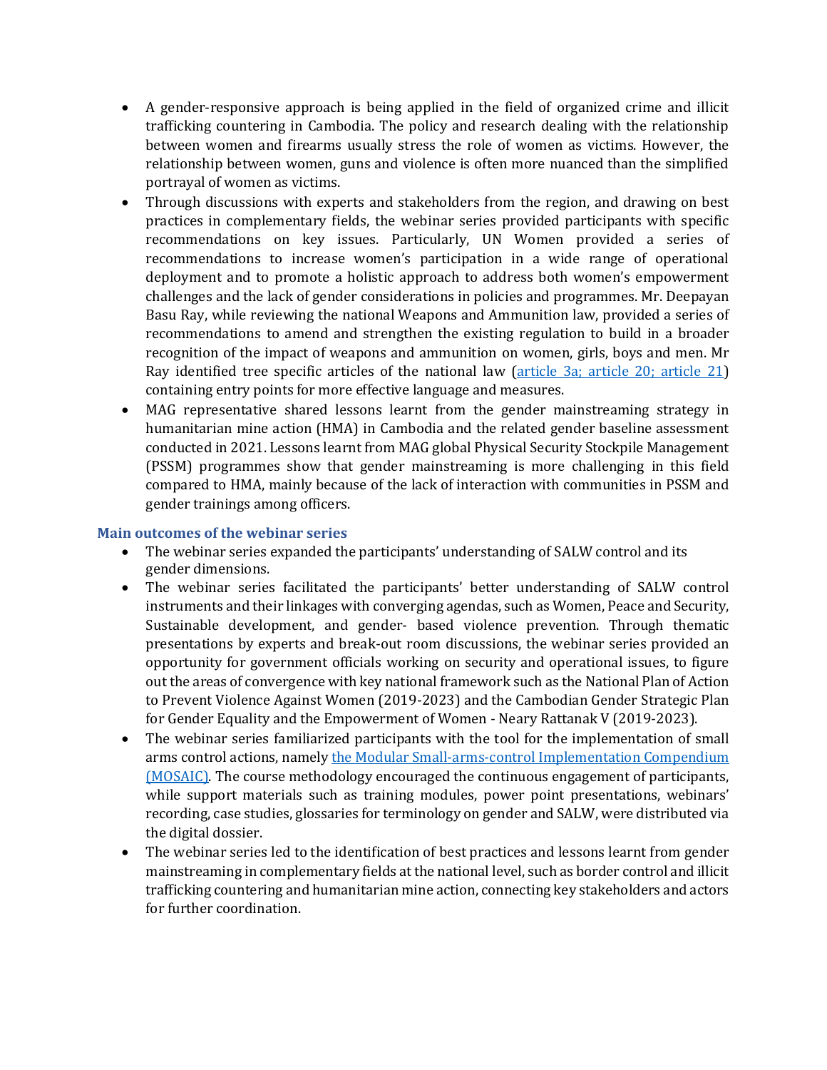- A gender-responsive approach is being applied in the field of organized crime and illicit trafficking countering in Cambodia. The policy and research dealing with the relationship between women and firearms usually stress the role of women as victims. However, the relationship between women, guns and violence is often more nuanced than the simplified portrayal of women as victims.
- Through discussions with experts and stakeholders from the region, and drawing on best practices in complementary fields, the webinar series provided participants with specific recommendations on key issues. Particularly, UN Women provided a series of recommendations to increase women's participation in a wide range of operational deployment and to promote a holistic approach to address both women's empowerment challenges and the lack of gender considerations in policies and programmes. Mr. Deepayan Basu Ray, while reviewing the national Weapons and Ammunition law, provided a series of recommendations to amend and strengthen the existing regulation to build in a broader recognition of the impact of weapons and ammunition on women, girls, boys and men. Mr Ray identified tree specific articles of the national law (article 3a; article 20; article 21) containing entry points for more effective language and measures.
- MAG representative shared lessons learnt from the gender mainstreaming strategy in humanitarian mine action (HMA) in Cambodia and the related gender baseline assessment conducted in 2021. Lessons learnt from MAG global Physical Security Stockpile Management (PSSM) programmes show that gender mainstreaming is more challenging in this field compared to HMA, mainly because of the lack of interaction with communities in PSSM and gender trainings among officers.

### Main outcomes of the webinar series

- The webinar series expanded the participants' understanding of SALW control and its gender dimensions.
- The webinar series facilitated the participants' better understanding of SALW control instruments and their linkages with converging agendas, such as Women, Peace and Security, Sustainable development, and gender- based violence prevention. Through thematic presentations by experts and break-out room discussions, the webinar series provided an opportunity for government officials working on security and operational issues, to figure out the areas of convergence with key national framework such as the National Plan of Action to Prevent Violence Against Women (2019-2023) and the Cambodian Gender Strategic Plan for Gender Equality and the Empowerment of Women - Neary Rattanak V (2019-2023).
- The webinar series familiarized participants with the tool for the implementation of small arms control actions, namely the Modular Small-arms-control Implementation Compendium (MOSAIC). The course methodology encouraged the continuous engagement of participants, while support materials such as training modules, power point presentations, webinars' recording, case studies, glossaries for terminology on gender and SALW, were distributed via the digital dossier.
- The webinar series led to the identification of best practices and lessons learnt from gender mainstreaming in complementary fields at the national level, such as border control and illicit trafficking countering and humanitarian mine action, connecting key stakeholders and actors for further coordination.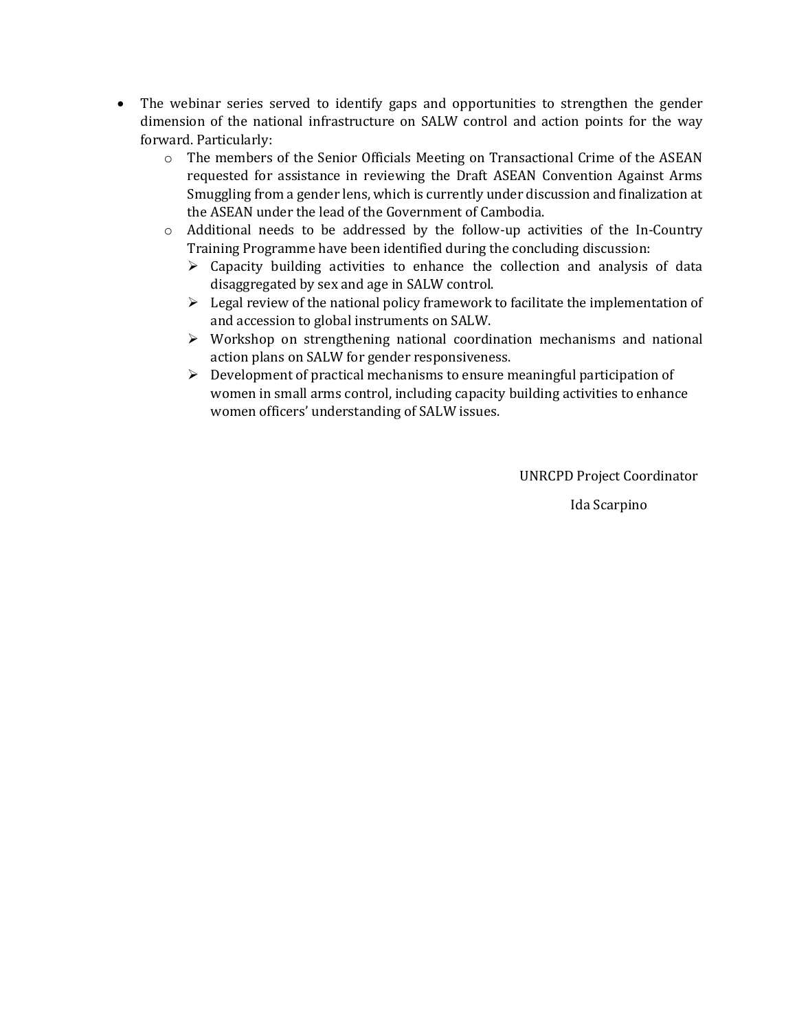- The webinar series served to identify gaps and opportunities to strengthen the gender dimension of the national infrastructure on SALW control and action points for the way forward. Particularly:
  - The members of the Senior Officials Meeting on Transactional Crime of the ASEAN requested for assistance in reviewing the Draft ASEAN Convention Against Arms Smuggling from a gender lens, which is currently under discussion and finalization at the ASEAN under the lead of the Government of Cambodia.
  - Additional needs to be addressed by the follow-up activities of the In-Country Training Programme have been identified during the concluding discussion:
    - Capacity building activities to enhance the collection and analysis of data disaggregated by sex and age in SALW control.
    - Legal review of the national policy framework to facilitate the implementation of and accession to global instruments on SALW.
    - Workshop on strengthening national coordination mechanisms and national action plans on SALW for gender responsiveness.
    - Development of practical mechanisms to ensure meaningful participation of women in small arms control, including capacity building activities to enhance women officers' understanding of SALW issues.

UNRCPD Project Coordinator

Ida Scarpino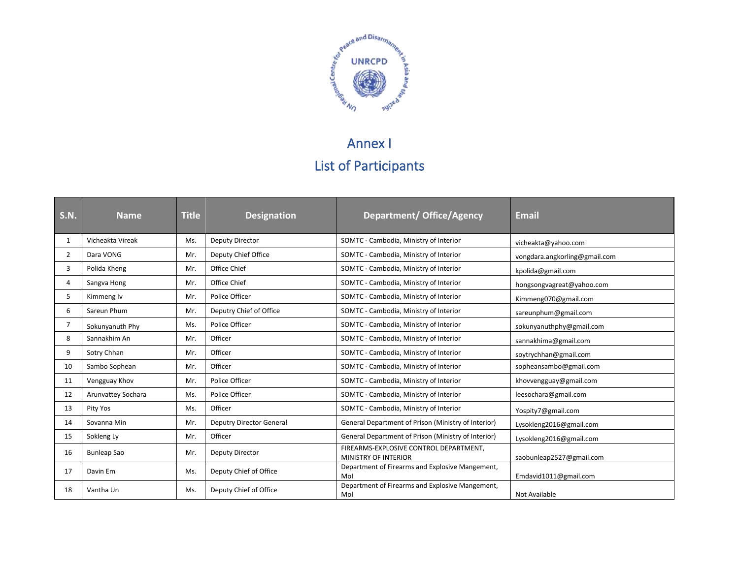# Annex I

## List of Participants

| S.N. | Name | Title | Designation | Department/ Office/Agency | Email |
|---|---|---|---|---|---|
| 1 | Vicheakta Vireak | Ms. | Deputy Director | SOMTC - Cambodia, Ministry of Interior | vicheakta@yahoo.com |
| 2 | Dara VONG | Mr. | Deputy Chief Office | SOMTC - Cambodia, Ministry of Interior | vongdara.angkorling@gmail.com |
| 3 | Polida Kheng | Mr. | Office Chief | SOMTC - Cambodia, Ministry of Interior | kpolida@gmail.com |
| 4 | Sangva Hong | Mr. | Office Chief | SOMTC - Cambodia, Ministry of Interior | hongsongvagreat@yahoo.com |
| 5 | Kimmeng Iv | Mr. | Police Officer | SOMTC - Cambodia, Ministry of Interior | Kimmeng070@gmail.com |
| 6 | Sareun Phum | Mr. | Deputry Chief of Office | SOMTC - Cambodia, Ministry of Interior | sareunphum@gmail.com |
| 7 | Sokunyanuth Phy | Ms. | Police Officer | SOMTC - Cambodia, Ministry of Interior | sokunyanuthphy@gmail.com |
| 8 | Sannakhim An | Mr. | Officer | SOMTC - Cambodia, Ministry of Interior | sannakhima@gmail.com |
| 9 | Sotry Chhan | Mr. | Officer | SOMTC - Cambodia, Ministry of Interior | soytrychhan@gmail.com |
| 10 | Sambo Sophean | Mr. | Officer | SOMTC - Cambodia, Ministry of Interior | sopheansambo@gmail.com |
| 11 | Vengguay Khov | Mr. | Police Officer | SOMTC - Cambodia, Ministry of Interior | khovvengguay@gmail.com |
| 12 | Arunvattey Sochara | Ms. | Police Officer | SOMTC - Cambodia, Ministry of Interior | leesochara@gmail.com |
| 13 | Pity Yos | Ms. | Officer | SOMTC - Cambodia, Ministry of Interior | Yospity7@gmail.com |
| 14 | Sovanna Min | Mr. | Deputry Director General | General Department of Prison (Ministry of Interior) | Lysokleng2016@gmail.com |
| 15 | Sokleng Ly | Mr. | Officer | General Department of Prison (Ministry of Interior) | Lysokleng2016@gmail.com |
| 16 | Bunleap Sao | Mr. | Deputy Director | FIREARMS-EXPLOSIVE CONTROL DEPARTMENT, MINISTRY OF INTERIOR | saobunleap2527@gmail.com |
| 17 | Davin Em | Ms. | Deputy Chief of Office | Department of Firearms and Explosive Mangement, MoI | Emdavid1011@gmail.com |
| 18 | Vantha Un | Ms. | Deputy Chief of Office | Department of Firearms and Explosive Mangement, MoI | Not Available |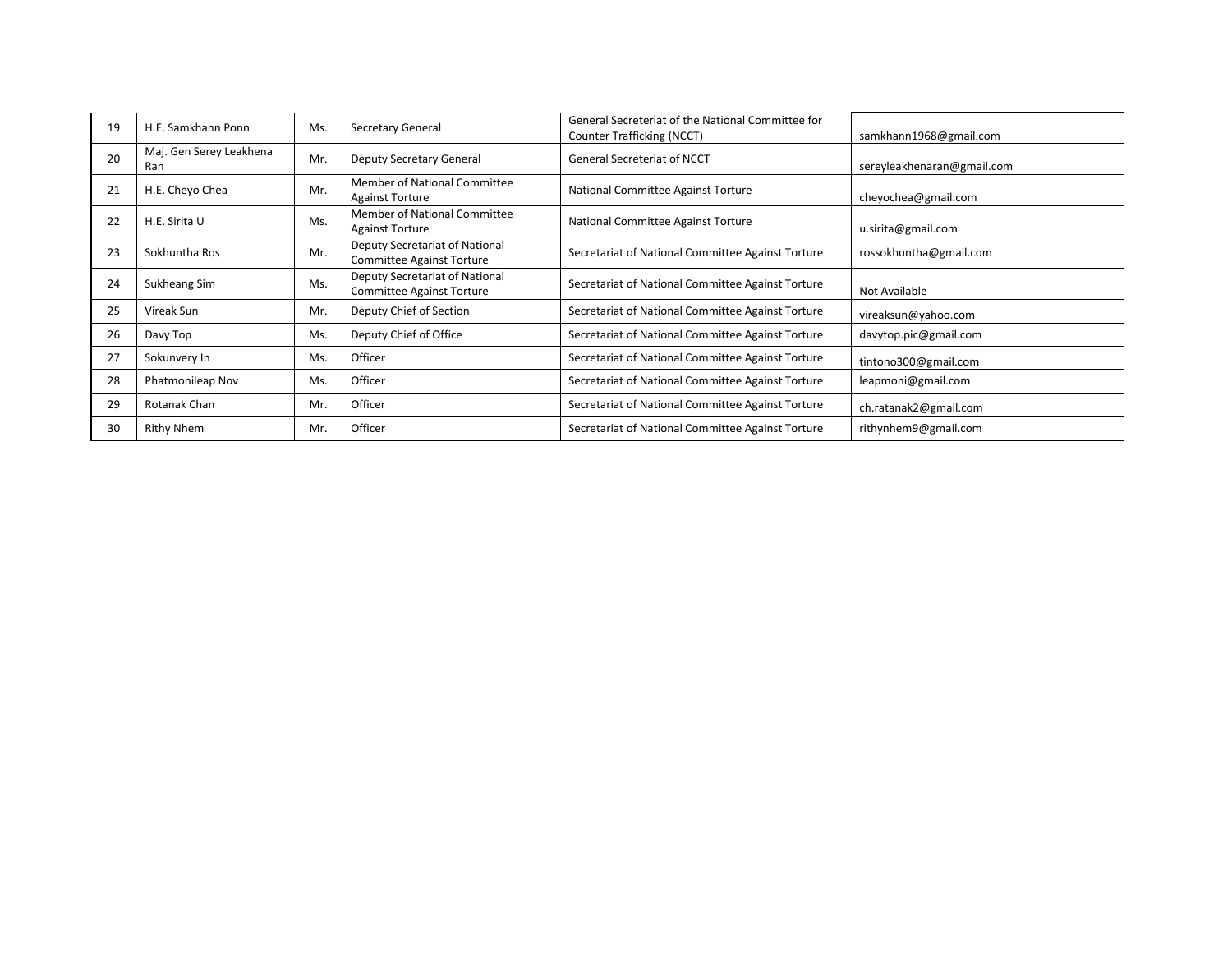| | | | | | |
|---|---|---|---|---|---|
| 19 | H.E. Samkhann Ponn | Ms. | Secretary General | General Secreteriat of the National Committee for Counter Trafficking (NCCT) | samkhann1968@gmail.com |
| 20 | Maj. Gen Serey Leakhena Ran | Mr. | Deputy Secretary General | General Secreteriat of NCCT | sereyleakhenaran@gmail.com |
| 21 | H.E. Cheyo Chea | Mr. | Member of National Committee Against Torture | National Committee Against Torture | cheyochea@gmail.com |
| 22 | H.E. Sirita U | Ms. | Member of National Committee Against Torture | National Committee Against Torture | u.sirita@gmail.com |
| 23 | Sokhuntha Ros | Mr. | Deputy Secretariat of National Committee Against Torture | Secretariat of National Committee Against Torture | rossokhuntha@gmail.com |
| 24 | Sukheang Sim | Ms. | Deputy Secretariat of National Committee Against Torture | Secretariat of National Committee Against Torture | Not Available |
| 25 | Vireak Sun | Mr. | Deputy Chief of Section | Secretariat of National Committee Against Torture | vireaksun@yahoo.com |
| 26 | Davy Top | Ms. | Deputy Chief of Office | Secretariat of National Committee Against Torture | davytop.pic@gmail.com |
| 27 | Sokunvery In | Ms. | Officer | Secretariat of National Committee Against Torture | tintono300@gmail.com |
| 28 | Phatmonileap Nov | Ms. | Officer | Secretariat of National Committee Against Torture | leapmoni@gmail.com |
| 29 | Rotanak Chan | Mr. | Officer | Secretariat of National Committee Against Torture | ch.ratanak2@gmail.com |
| 30 | Rithy Nhem | Mr. | Officer | Secretariat of National Committee Against Torture | rithynhem9@gmail.com |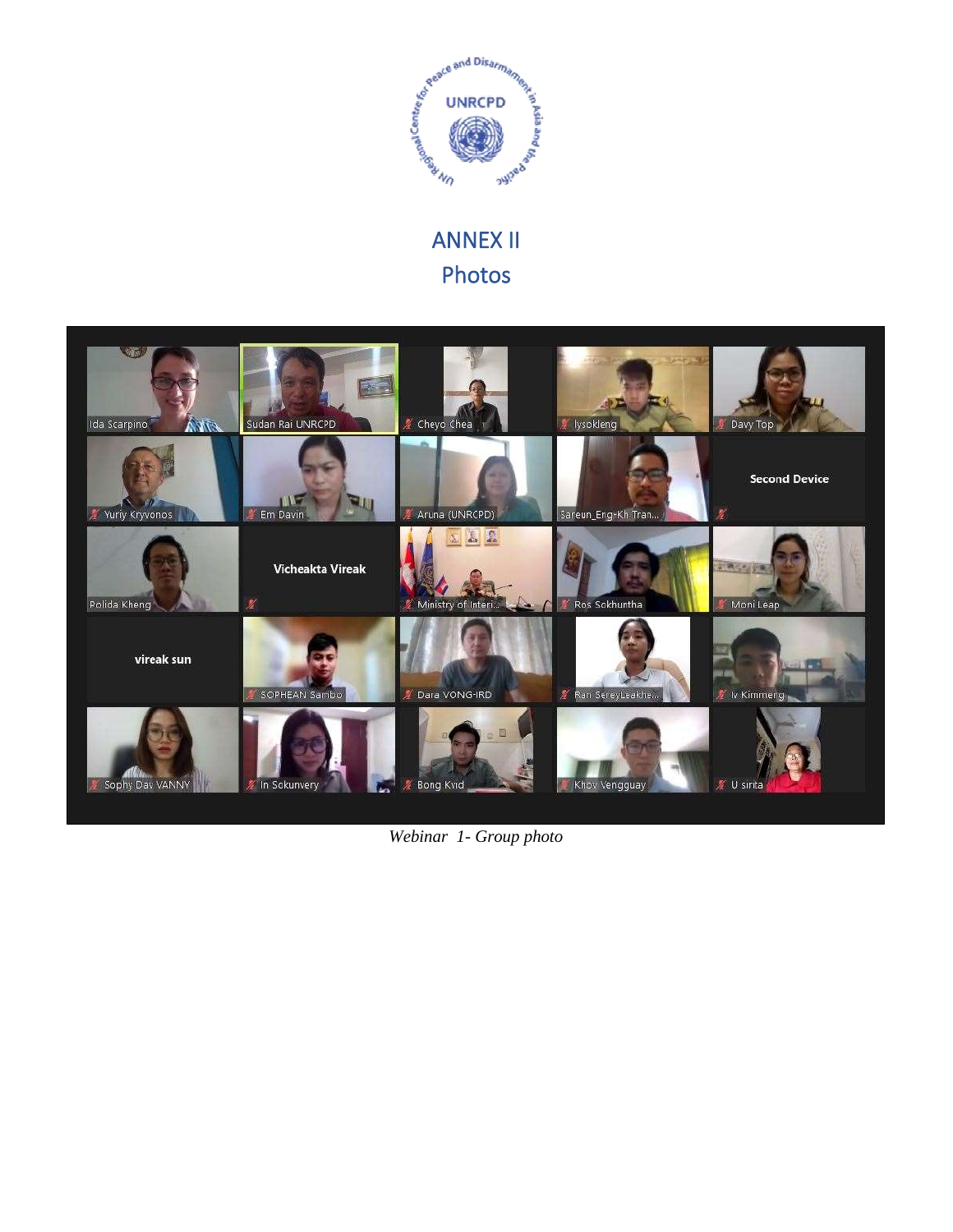# ANNEX II

## Photos

*Webinar 1- Group photo*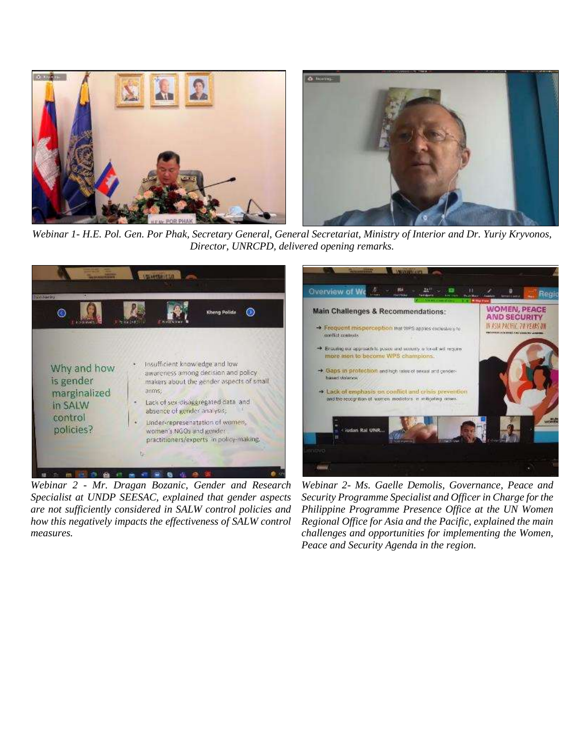*Webinar 1- H.E. Pol. Gen. Por Phak, Secretary General, General Secretariat, Ministry of Interior and Dr. Yuriy Kryvonos, Director, UNRCPD, delivered opening remarks.*

*Webinar 2 - Mr. Dragan Bozanic, Gender and Research Specialist at UNDP SEESAC, explained that gender aspects are not sufficiently considered in SALW control policies and how this negatively impacts the effectiveness of SALW control measures.*

*Webinar 2- Ms. Gaelle Demolis, Governance, Peace and Security Programme Specialist and Officer in Charge for the Philippine Programme Presence Office at the UN Women Regional Office for Asia and the Pacific, explained the main challenges and opportunities for implementing the Women, Peace and Security Agenda in the region.*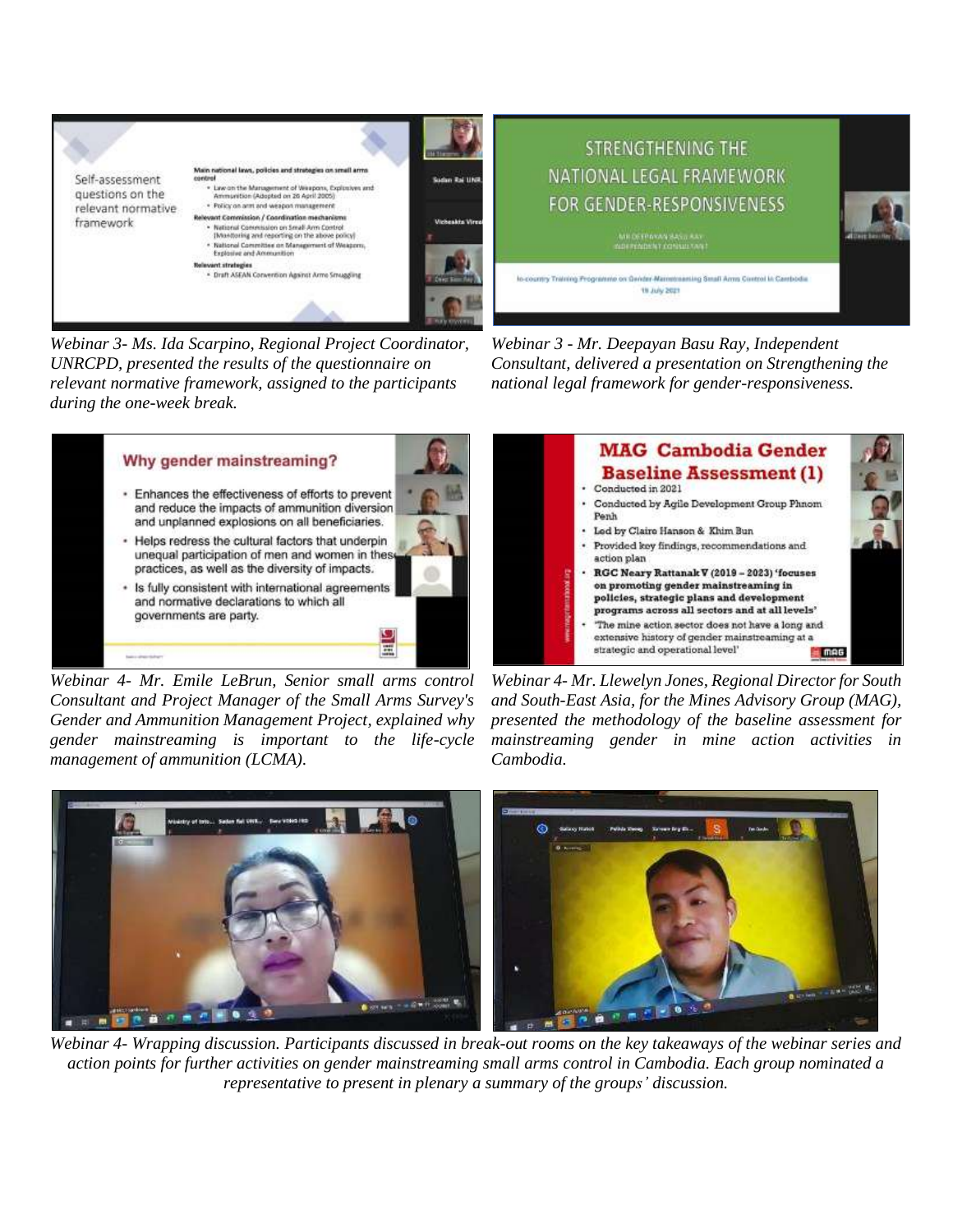*Webinar 3- Ms. Ida Scarpino, Regional Project Coordinator, UNRCPD, presented the results of the questionnaire on relevant normative framework, assigned to the participants during the one-week break.*

*Webinar 3 - Mr. Deepayan Basu Ray, Independent Consultant, delivered a presentation on Strengthening the national legal framework for gender-responsiveness.*

*Webinar 4- Mr. Emile LeBrun, Senior small arms control Consultant and Project Manager of the Small Arms Survey's Gender and Ammunition Management Project, explained why gender mainstreaming is important to the life-cycle management of ammunition (LCMA).*

*Webinar 4- Mr. Llewelyn Jones, Regional Director for South and South-East Asia, for the Mines Advisory Group (MAG), presented the methodology of the baseline assessment for mainstreaming gender in mine action activities in Cambodia.*

*Webinar 4- Wrapping discussion. Participants discussed in break-out rooms on the key takeaways of the webinar series and action points for further activities on gender mainstreaming small arms control in Cambodia. Each group nominated a representative to present in plenary a summary of the groups' discussion.*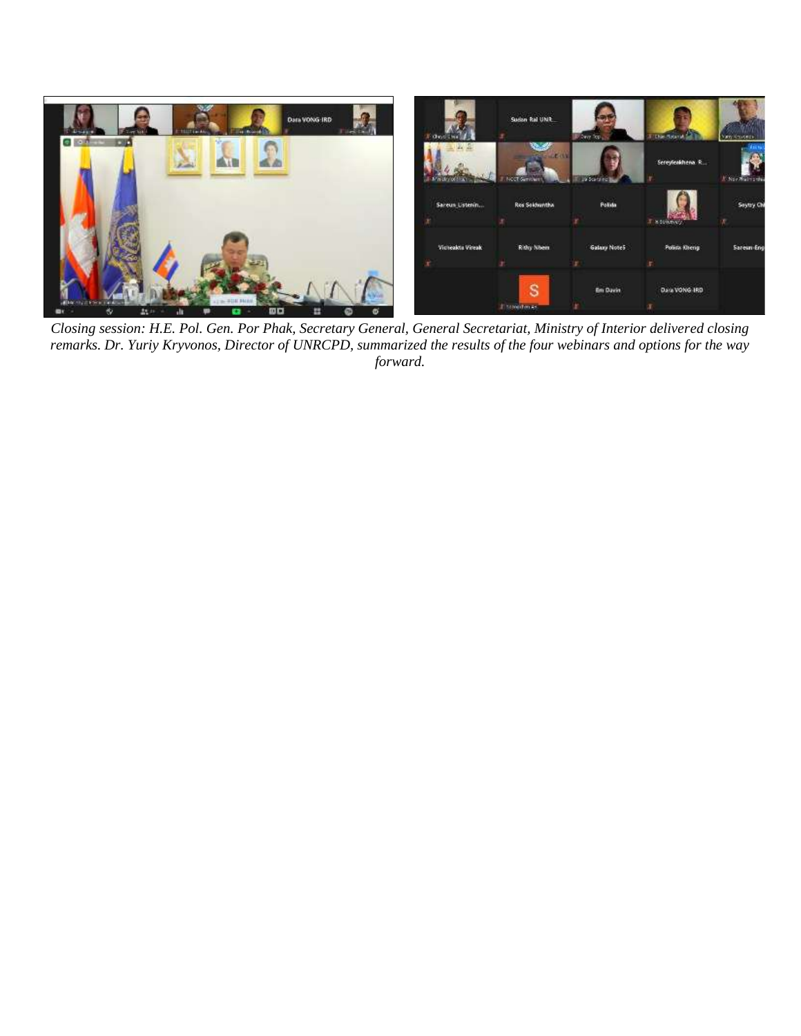*Closing session: H.E. Pol. Gen. Por Phak, Secretary General, General Secretariat, Ministry of Interior delivered closing remarks. Dr. Yuriy Kryvonos, Director of UNRCPD, summarized the results of the four webinars and options for the way forward.*